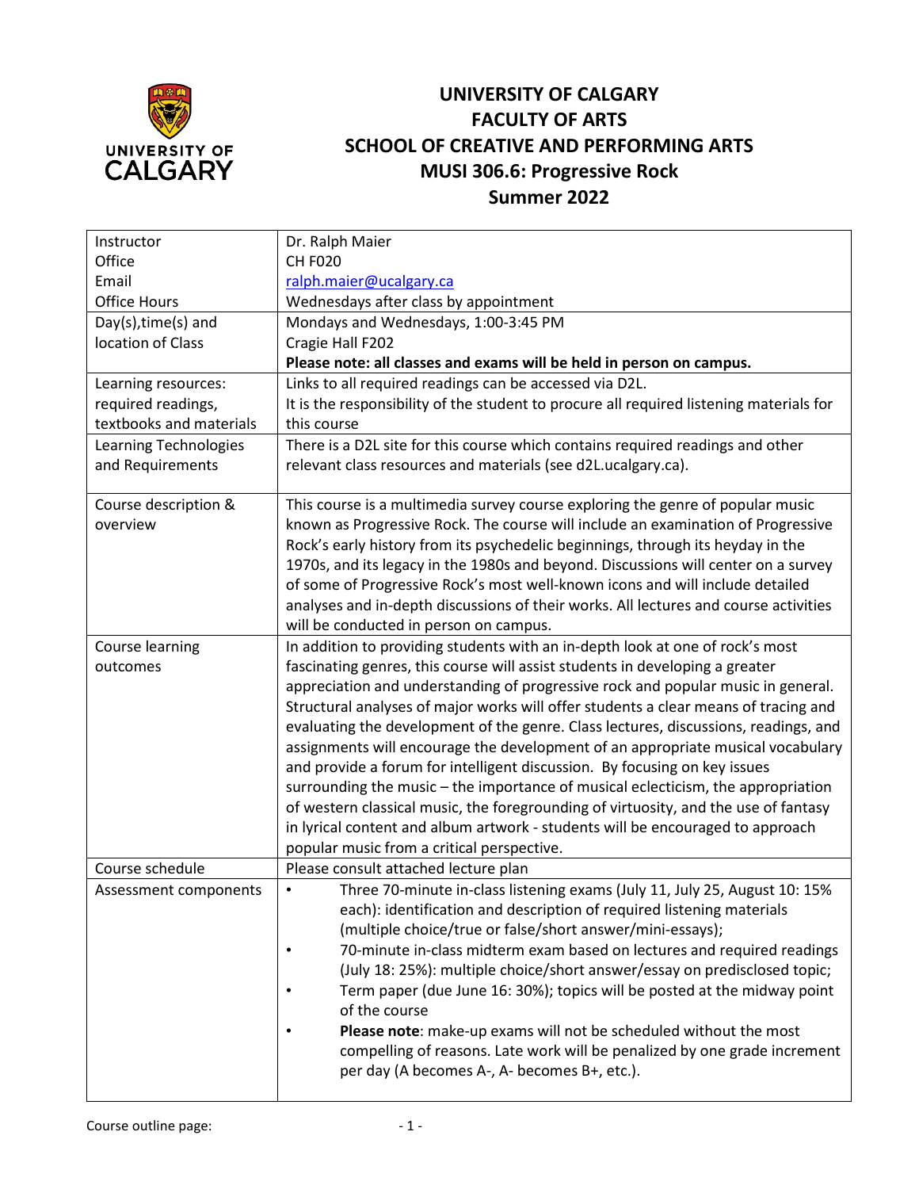# UNIVERSITY OF CALGARY
# FACULTY OF ARTS
# SCHOOL OF CREATIVE AND PERFORMING ARTS
# MUSI 306.6: Progressive Rock
# Summer 2022

| | |
|---|---|
| Instructor<br>Office<br>Email<br>Office Hours | Dr. Ralph Maier<br>CH F020<br>ralph.maier@ucalgary.ca<br>Wednesdays after class by appointment |
| Day(s),time(s) and location of Class | Mondays and Wednesdays, 1:00-3:45 PM<br>Cragie Hall F202<br>**Please note: all classes and exams will be held in person on campus.** |
| Learning resources: required readings, textbooks and materials | Links to all required readings can be accessed via D2L.<br>It is the responsibility of the student to procure all required listening materials for this course |
| Learning Technologies and Requirements | There is a D2L site for this course which contains required readings and other relevant class resources and materials (see d2L.ucalgary.ca). |
| Course description & overview | This course is a multimedia survey course exploring the genre of popular music known as Progressive Rock. The course will include an examination of Progressive Rock's early history from its psychedelic beginnings, through its heyday in the 1970s, and its legacy in the 1980s and beyond. Discussions will center on a survey of some of Progressive Rock's most well-known icons and will include detailed analyses and in-depth discussions of their works. All lectures and course activities will be conducted in person on campus. |
| Course learning outcomes | In addition to providing students with an in-depth look at one of rock's most fascinating genres, this course will assist students in developing a greater appreciation and understanding of progressive rock and popular music in general. Structural analyses of major works will offer students a clear means of tracing and evaluating the development of the genre. Class lectures, discussions, readings, and assignments will encourage the development of an appropriate musical vocabulary and provide a forum for intelligent discussion. By focusing on key issues surrounding the music – the importance of musical eclecticism, the appropriation of western classical music, the foregrounding of virtuosity, and the use of fantasy in lyrical content and album artwork - students will be encouraged to approach popular music from a critical perspective. |
| Course schedule | Please consult attached lecture plan |
| Assessment components | • Three 70-minute in-class listening exams (July 11, July 25, August 10: 15% each): identification and description of required listening materials (multiple choice/true or false/short answer/mini-essays);<br>• 70-minute in-class midterm exam based on lectures and required readings (July 18: 25%): multiple choice/short answer/essay on predisclosed topic;<br>• Term paper (due June 16: 30%); topics will be posted at the midway point of the course<br>• **Please note**: make-up exams will not be scheduled without the most compelling of reasons. Late work will be penalized by one grade increment per day (A becomes A-, A- becomes B+, etc.). |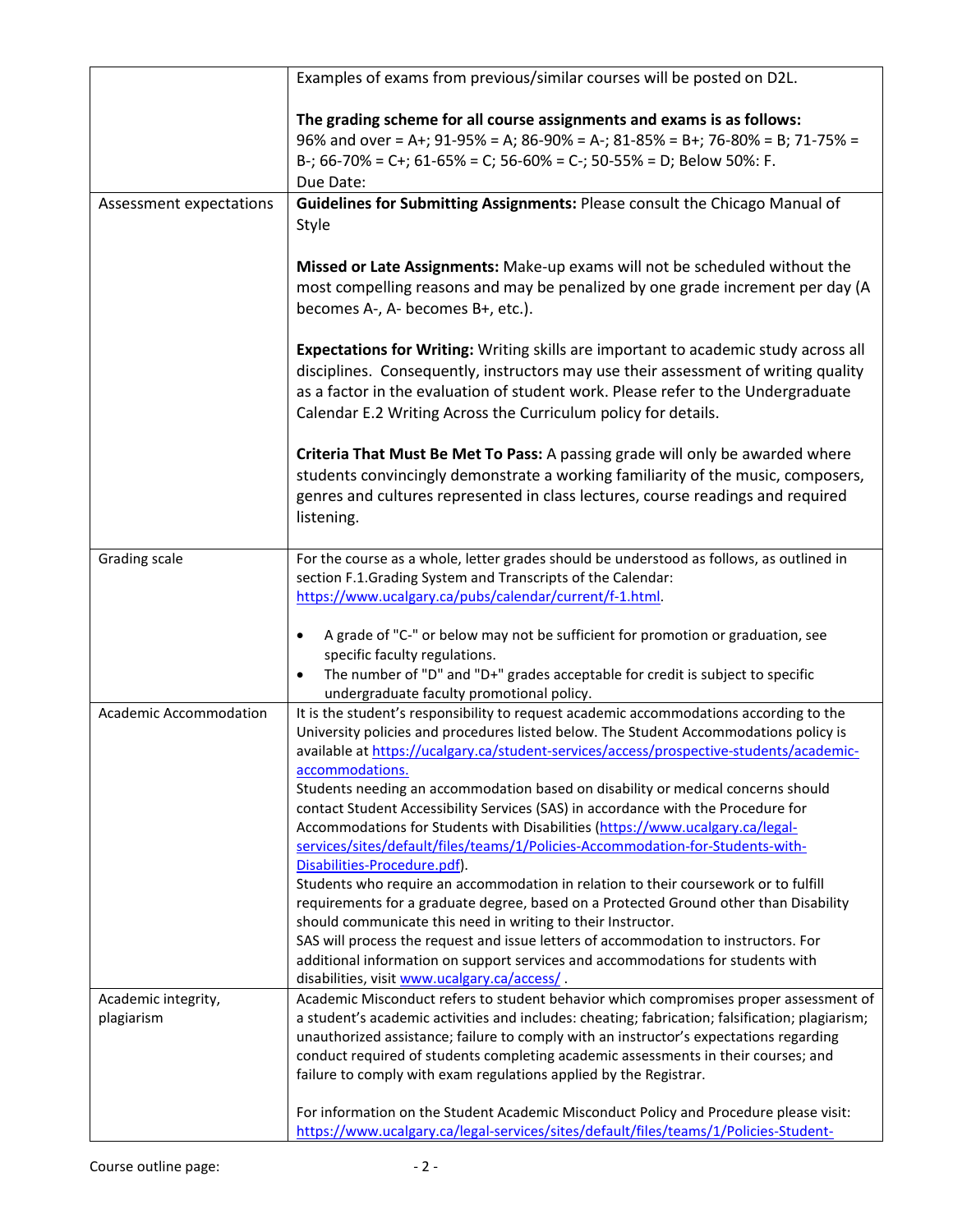| | |
|---|---|
| | Examples of exams from previous/similar courses will be posted on D2L.<br><br>**The grading scheme for all course assignments and exams is as follows:**<br>96% and over = A+; 91-95% = A; 86-90% = A-; 81-85% = B+; 76-80% = B; 71-75% = B-; 66-70% = C+; 61-65% = C; 56-60% = C-; 50-55% = D; Below 50%: F.<br>Due Date: |
| Assessment expectations | **Guidelines for Submitting Assignments:** Please consult the Chicago Manual of Style<br><br>**Missed or Late Assignments:** Make-up exams will not be scheduled without the most compelling reasons and may be penalized by one grade increment per day (A becomes A-, A- becomes B+, etc.).<br><br>**Expectations for Writing:** Writing skills are important to academic study across all disciplines. Consequently, instructors may use their assessment of writing quality as a factor in the evaluation of student work. Please refer to the Undergraduate Calendar E.2 Writing Across the Curriculum policy for details.<br><br>**Criteria That Must Be Met To Pass:** A passing grade will only be awarded where students convincingly demonstrate a working familiarity of the music, composers, genres and cultures represented in class lectures, course readings and required listening. |
| Grading scale | For the course as a whole, letter grades should be understood as follows, as outlined in section F.1.Grading System and Transcripts of the Calendar: https://www.ucalgary.ca/pubs/calendar/current/f-1.html.<br><br>• A grade of "C-" or below may not be sufficient for promotion or graduation, see specific faculty regulations.<br>• The number of "D" and "D+" grades acceptable for credit is subject to specific undergraduate faculty promotional policy. |
| Academic Accommodation | It is the student's responsibility to request academic accommodations according to the University policies and procedures listed below. The Student Accommodations policy is available at https://ucalgary.ca/student-services/access/prospective-students/academic-accommodations.<br>Students needing an accommodation based on disability or medical concerns should contact Student Accessibility Services (SAS) in accordance with the Procedure for Accommodations for Students with Disabilities (https://www.ucalgary.ca/legal-services/sites/default/files/teams/1/Policies-Accommodation-for-Students-with-Disabilities-Procedure.pdf).<br>Students who require an accommodation in relation to their coursework or to fulfill requirements for a graduate degree, based on a Protected Ground other than Disability should communicate this need in writing to their Instructor.<br>SAS will process the request and issue letters of accommodation to instructors. For additional information on support services and accommodations for students with disabilities, visit www.ucalgary.ca/access/ . |
| Academic integrity, plagiarism | Academic Misconduct refers to student behavior which compromises proper assessment of a student's academic activities and includes: cheating; fabrication; falsification; plagiarism; unauthorized assistance; failure to comply with an instructor's expectations regarding conduct required of students completing academic assessments in their courses; and failure to comply with exam regulations applied by the Registrar.<br><br>For information on the Student Academic Misconduct Policy and Procedure please visit: https://www.ucalgary.ca/legal-services/sites/default/files/teams/1/Policies-Student- |

Course outline page: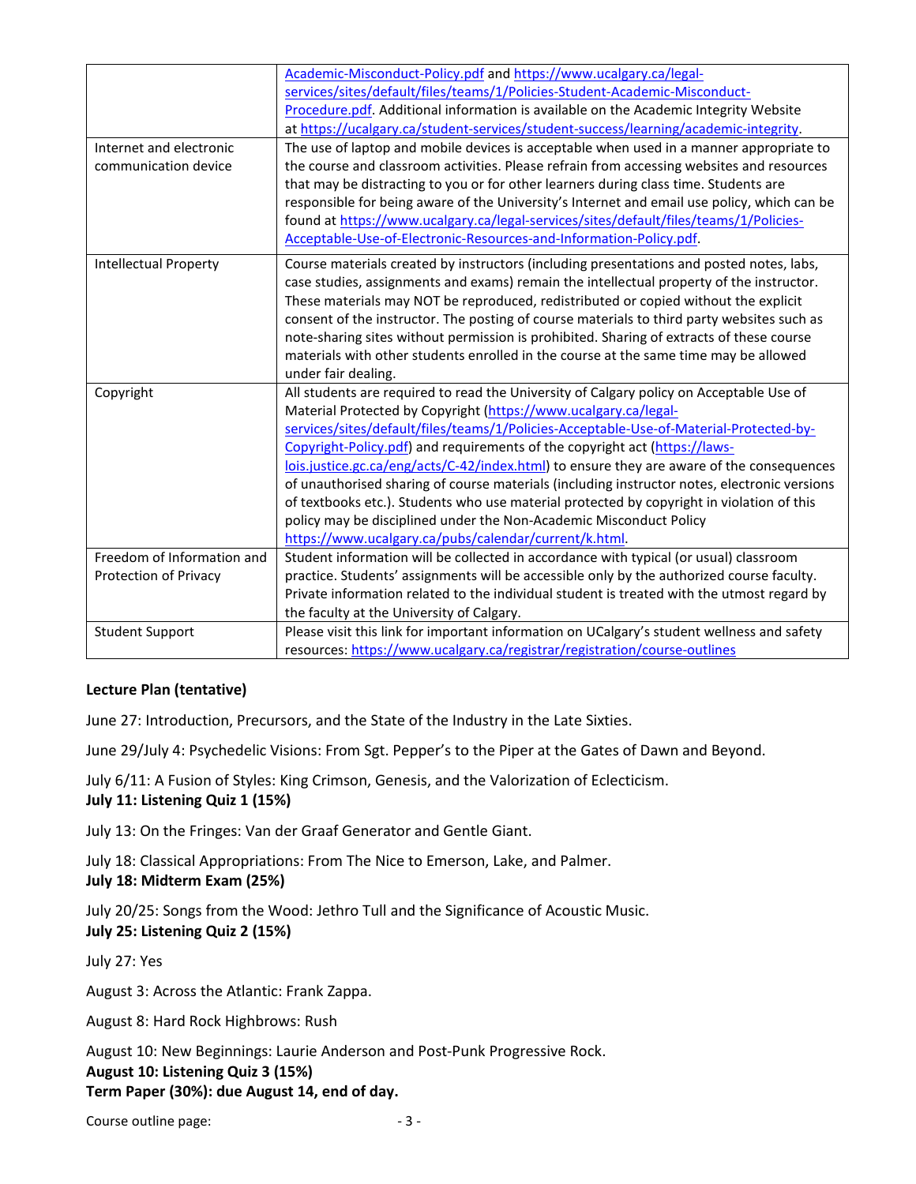| | |
|---|---|
| | Academic-Misconduct-Policy.pdf and https://www.ucalgary.ca/legal-services/sites/default/files/teams/1/Policies-Student-Academic-Misconduct-Procedure.pdf. Additional information is available on the Academic Integrity Website at https://ucalgary.ca/student-services/student-success/learning/academic-integrity. |
| Internet and electronic communication device | The use of laptop and mobile devices is acceptable when used in a manner appropriate to the course and classroom activities. Please refrain from accessing websites and resources that may be distracting to you or for other learners during class time. Students are responsible for being aware of the University's Internet and email use policy, which can be found at https://www.ucalgary.ca/legal-services/sites/default/files/teams/1/Policies-Acceptable-Use-of-Electronic-Resources-and-Information-Policy.pdf. |
| Intellectual Property | Course materials created by instructors (including presentations and posted notes, labs, case studies, assignments and exams) remain the intellectual property of the instructor. These materials may NOT be reproduced, redistributed or copied without the explicit consent of the instructor. The posting of course materials to third party websites such as note-sharing sites without permission is prohibited. Sharing of extracts of these course materials with other students enrolled in the course at the same time may be allowed under fair dealing. |
| Copyright | All students are required to read the University of Calgary policy on Acceptable Use of Material Protected by Copyright (https://www.ucalgary.ca/legal-services/sites/default/files/teams/1/Policies-Acceptable-Use-of-Material-Protected-by-Copyright-Policy.pdf) and requirements of the copyright act (https://laws-lois.justice.gc.ca/eng/acts/C-42/index.html) to ensure they are aware of the consequences of unauthorised sharing of course materials (including instructor notes, electronic versions of textbooks etc.). Students who use material protected by copyright in violation of this policy may be disciplined under the Non-Academic Misconduct Policy https://www.ucalgary.ca/pubs/calendar/current/k.html. |
| Freedom of Information and Protection of Privacy | Student information will be collected in accordance with typical (or usual) classroom practice. Students' assignments will be accessible only by the authorized course faculty. Private information related to the individual student is treated with the utmost regard by the faculty at the University of Calgary. |
| Student Support | Please visit this link for important information on UCalgary's student wellness and safety resources: https://www.ucalgary.ca/registrar/registration/course-outlines |

**Lecture Plan (tentative)**

June 27: Introduction, Precursors, and the State of the Industry in the Late Sixties.

June 29/July 4: Psychedelic Visions: From Sgt. Pepper's to the Piper at the Gates of Dawn and Beyond.

July 6/11: A Fusion of Styles: King Crimson, Genesis, and the Valorization of Eclecticism.
**July 11: Listening Quiz 1 (15%)**

July 13: On the Fringes: Van der Graaf Generator and Gentle Giant.

July 18: Classical Appropriations: From The Nice to Emerson, Lake, and Palmer.
**July 18: Midterm Exam (25%)**

July 20/25: Songs from the Wood: Jethro Tull and the Significance of Acoustic Music.
**July 25: Listening Quiz 2 (15%)**

July 27: Yes

August 3: Across the Atlantic: Frank Zappa.

August 8: Hard Rock Highbrows: Rush

August 10: New Beginnings: Laurie Anderson and Post-Punk Progressive Rock.
**August 10: Listening Quiz 3 (15%)**
**Term Paper (30%): due August 14, end of day.**